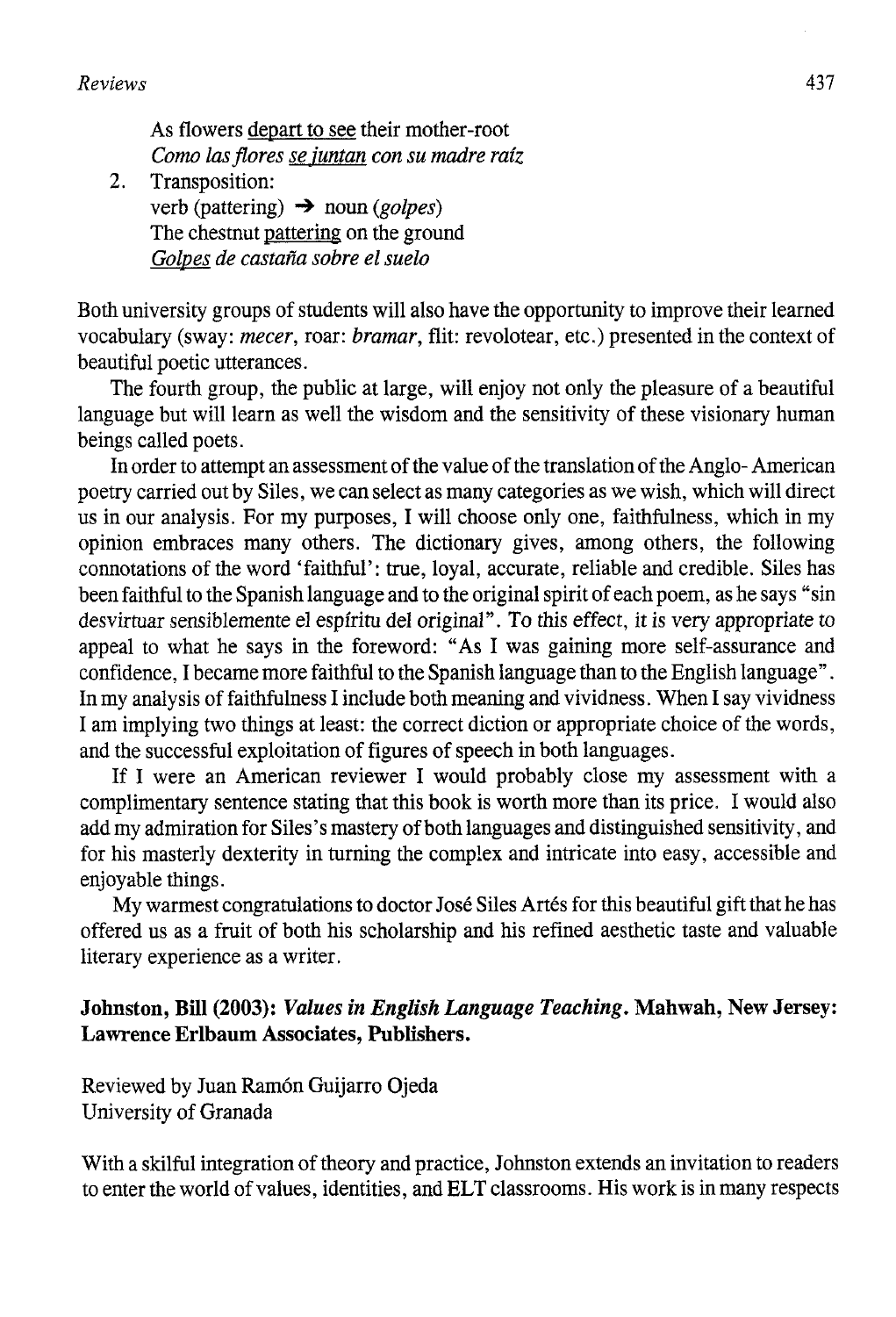As flowers <u>depart to see</u> their mother-root
*Como las flores <u>se juntan</u> con su madre raíz*

2. Transposition:
   verb (pattering) → noun (*golpes*)
   The chestnut <u>pattering</u> on the ground
   *<u>Golpes</u> de castaña sobre el suelo*

Both university groups of students will also have the opportunity to improve their learned vocabulary (sway: *mecer*, roar: *bramar*, flit: revolotear, etc.) presented in the context of beautiful poetic utterances.

The fourth group, the public at large, will enjoy not only the pleasure of a beautiful language but will learn as well the wisdom and the sensitivity of these visionary human beings called poets.

In order to attempt an assessment of the value of the translation of the Anglo- American poetry carried out by Siles, we can select as many categories as we wish, which will direct us in our analysis. For my purposes, I will choose only one, faithfulness, which in my opinion embraces many others. The dictionary gives, among others, the following connotations of the word 'faithful': true, loyal, accurate, reliable and credible. Siles has been faithful to the Spanish language and to the original spirit of each poem, as he says "sin desvirtuar sensiblemente el espíritu del original". To this effect, it is very appropriate to appeal to what he says in the foreword: "As I was gaining more self-assurance and confidence, I became more faithful to the Spanish language than to the English language". In my analysis of faithfulness I include both meaning and vividness. When I say vividness I am implying two things at least: the correct diction or appropriate choice of the words, and the successful exploitation of figures of speech in both languages.

If I were an American reviewer I would probably close my assessment with a complimentary sentence stating that this book is worth more than its price. I would also add my admiration for Siles's mastery of both languages and distinguished sensitivity, and for his masterly dexterity in turning the complex and intricate into easy, accessible and enjoyable things.

My warmest congratulations to doctor José Siles Artés for this beautiful gift that he has offered us as a fruit of both his scholarship and his refined aesthetic taste and valuable literary experience as a writer.

**Johnston, Bill (2003): *Values in English Language Teaching*. Mahwah, New Jersey: Lawrence Erlbaum Associates, Publishers.**

Reviewed by Juan Ramón Guijarro Ojeda
University of Granada

With a skilful integration of theory and practice, Johnston extends an invitation to readers to enter the world of values, identities, and ELT classrooms. His work is in many respects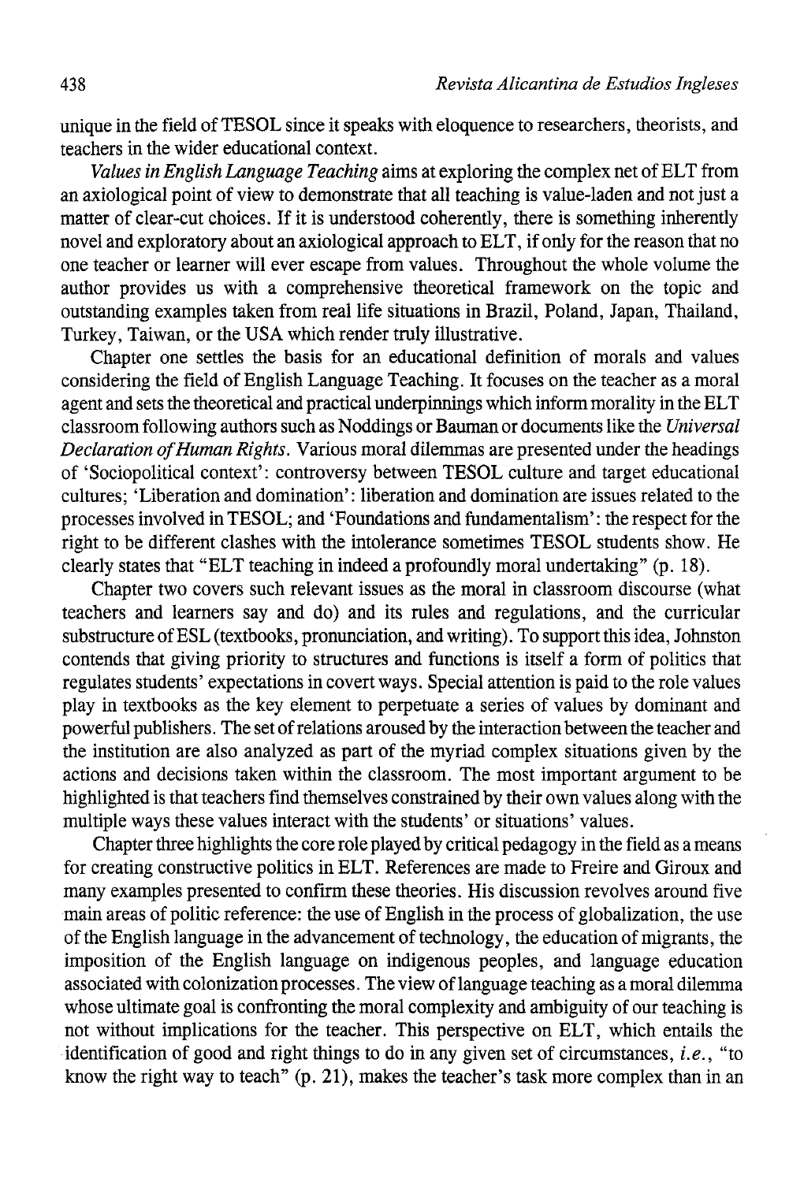unique in the field of TESOL since it speaks with eloquence to researchers, theorists, and teachers in the wider educational context.

*Values in English Language Teaching* aims at exploring the complex net of ELT from an axiological point of view to demonstrate that all teaching is value-laden and not just a matter of clear-cut choices. If it is understood coherently, there is something inherently novel and exploratory about an axiological approach to ELT, if only for the reason that no one teacher or learner will ever escape from values. Throughout the whole volume the author provides us with a comprehensive theoretical framework on the topic and outstanding examples taken from real life situations in Brazil, Poland, Japan, Thailand, Turkey, Taiwan, or the USA which render truly illustrative.

Chapter one settles the basis for an educational definition of morals and values considering the field of English Language Teaching. It focuses on the teacher as a moral agent and sets the theoretical and practical underpinnings which inform morality in the ELT classroom following authors such as Noddings or Bauman or documents like the *Universal Declaration of Human Rights*. Various moral dilemmas are presented under the headings of 'Sociopolitical context': controversy between TESOL culture and target educational cultures; 'Liberation and domination': liberation and domination are issues related to the processes involved in TESOL; and 'Foundations and fundamentalism': the respect for the right to be different clashes with the intolerance sometimes TESOL students show. He clearly states that "ELT teaching in indeed a profoundly moral undertaking" (p. 18).

Chapter two covers such relevant issues as the moral in classroom discourse (what teachers and learners say and do) and its rules and regulations, and the curricular substructure of ESL (textbooks, pronunciation, and writing). To support this idea, Johnston contends that giving priority to structures and functions is itself a form of politics that regulates students' expectations in covert ways. Special attention is paid to the role values play in textbooks as the key element to perpetuate a series of values by dominant and powerful publishers. The set of relations aroused by the interaction between the teacher and the institution are also analyzed as part of the myriad complex situations given by the actions and decisions taken within the classroom. The most important argument to be highlighted is that teachers find themselves constrained by their own values along with the multiple ways these values interact with the students' or situations' values.

Chapter three highlights the core role played by critical pedagogy in the field as a means for creating constructive politics in ELT. References are made to Freire and Giroux and many examples presented to confirm these theories. His discussion revolves around five main areas of politic reference: the use of English in the process of globalization, the use of the English language in the advancement of technology, the education of migrants, the imposition of the English language on indigenous peoples, and language education associated with colonization processes. The view of language teaching as a moral dilemma whose ultimate goal is confronting the moral complexity and ambiguity of our teaching is not without implications for the teacher. This perspective on ELT, which entails the identification of good and right things to do in any given set of circumstances, *i.e.*, "to know the right way to teach" (p. 21), makes the teacher's task more complex than in an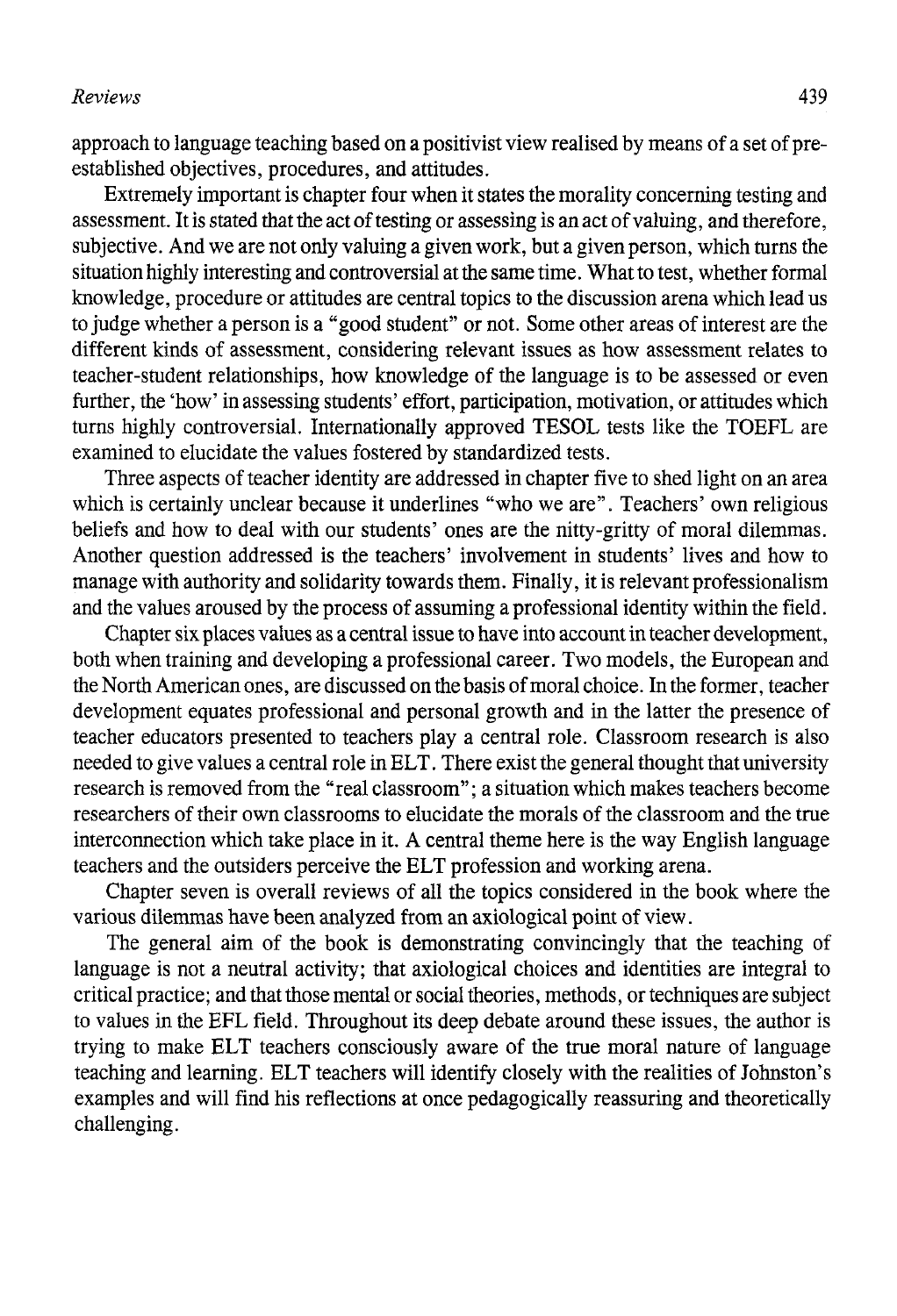approach to language teaching based on a positivist view realised by means of a set of pre-established objectives, procedures, and attitudes.

Extremely important is chapter four when it states the morality concerning testing and assessment. It is stated that the act of testing or assessing is an act of valuing, and therefore, subjective. And we are not only valuing a given work, but a given person, which turns the situation highly interesting and controversial at the same time. What to test, whether formal knowledge, procedure or attitudes are central topics to the discussion arena which lead us to judge whether a person is a "good student" or not. Some other areas of interest are the different kinds of assessment, considering relevant issues as how assessment relates to teacher-student relationships, how knowledge of the language is to be assessed or even further, the 'how' in assessing students' effort, participation, motivation, or attitudes which turns highly controversial. Internationally approved TESOL tests like the TOEFL are examined to elucidate the values fostered by standardized tests.

Three aspects of teacher identity are addressed in chapter five to shed light on an area which is certainly unclear because it underlines "who we are". Teachers' own religious beliefs and how to deal with our students' ones are the nitty-gritty of moral dilemmas. Another question addressed is the teachers' involvement in students' lives and how to manage with authority and solidarity towards them. Finally, it is relevant professionalism and the values aroused by the process of assuming a professional identity within the field.

Chapter six places values as a central issue to have into account in teacher development, both when training and developing a professional career. Two models, the European and the North American ones, are discussed on the basis of moral choice. In the former, teacher development equates professional and personal growth and in the latter the presence of teacher educators presented to teachers play a central role. Classroom research is also needed to give values a central role in ELT. There exist the general thought that university research is removed from the "real classroom"; a situation which makes teachers become researchers of their own classrooms to elucidate the morals of the classroom and the true interconnection which take place in it. A central theme here is the way English language teachers and the outsiders perceive the ELT profession and working arena.

Chapter seven is overall reviews of all the topics considered in the book where the various dilemmas have been analyzed from an axiological point of view.

The general aim of the book is demonstrating convincingly that the teaching of language is not a neutral activity; that axiological choices and identities are integral to critical practice; and that those mental or social theories, methods, or techniques are subject to values in the EFL field. Throughout its deep debate around these issues, the author is trying to make ELT teachers consciously aware of the true moral nature of language teaching and learning. ELT teachers will identify closely with the realities of Johnston's examples and will find his reflections at once pedagogically reassuring and theoretically challenging.